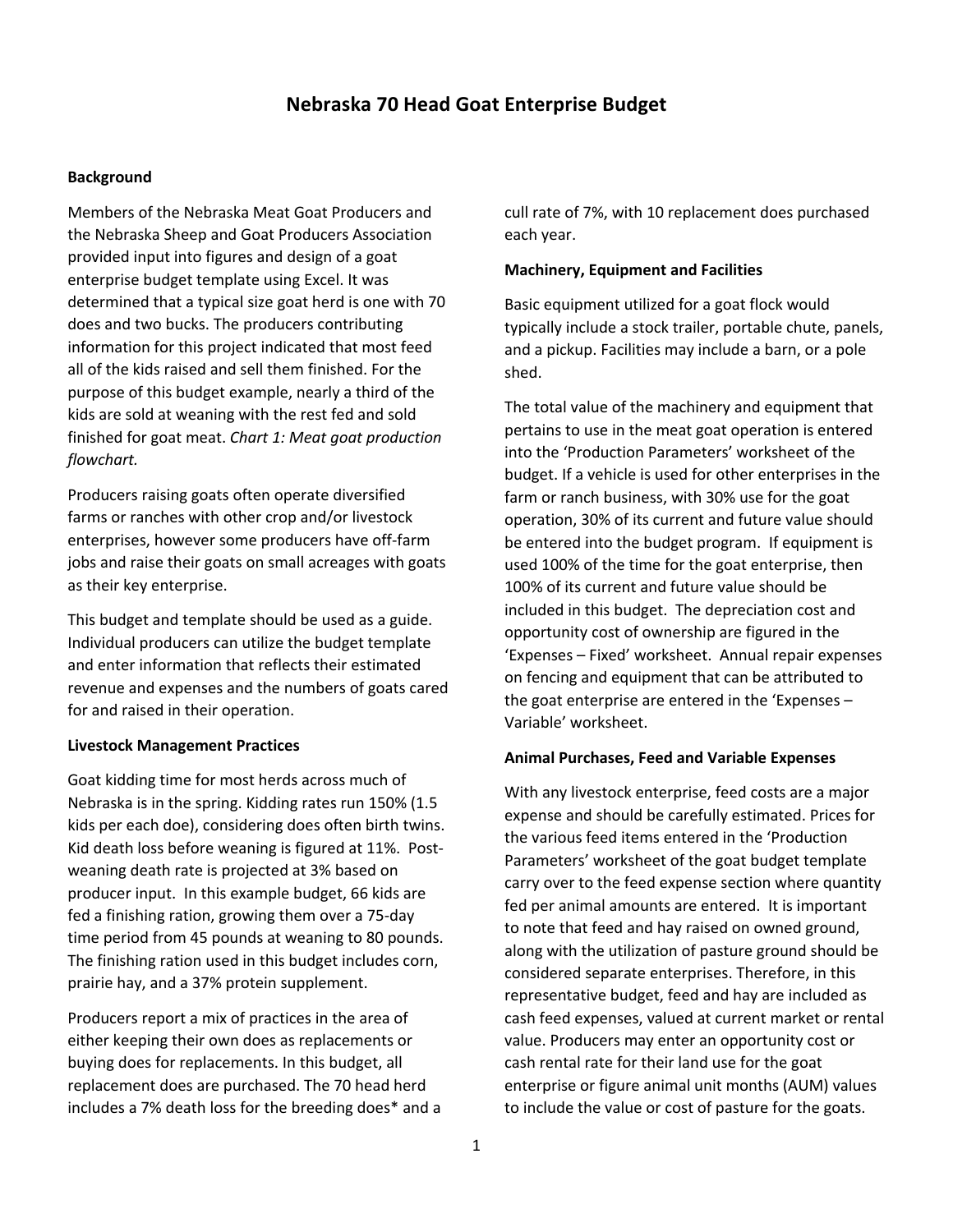# Nebraska 70 Head Goat Enterprise Budget

### Background

Members of the Nebraska Meat Goat Producers and the Nebraska Sheep and Goat Producers Association provided input into figures and design of a goat enterprise budget template using Excel. It was determined that a typical size goat herd is one with 70 does and two bucks. The producers contributing information for this project indicated that most feed all of the kids raised and sell them finished. For the purpose of this budget example, nearly a third of the kids are sold at weaning with the rest fed and sold finished for goat meat. *Chart 1: Meat goat production flowchart.*

Producers raising goats often operate diversified farms or ranches with other crop and/or livestock enterprises, however some producers have off-farm jobs and raise their goats on small acreages with goats as their key enterprise.

This budget and template should be used as a guide. Individual producers can utilize the budget template and enter information that reflects their estimated revenue and expenses and the numbers of goats cared for and raised in their operation.

### Livestock Management Practices

Goat kidding time for most herds across much of Nebraska is in the spring. Kidding rates run 150% (1.5 kids per each doe), considering does often birth twins. Kid death loss before weaning is figured at 11%. Post-weaning death rate is projected at 3% based on producer input. In this example budget, 66 kids are fed a finishing ration, growing them over a 75-day time period from 45 pounds at weaning to 80 pounds. The finishing ration used in this budget includes corn, prairie hay, and a 37% protein supplement.

Producers report a mix of practices in the area of either keeping their own does as replacements or buying does for replacements. In this budget, all replacement does are purchased. The 70 head herd includes a 7% death loss for the breeding does* and a cull rate of 7%, with 10 replacement does purchased each year.

### Machinery, Equipment and Facilities

Basic equipment utilized for a goat flock would typically include a stock trailer, portable chute, panels, and a pickup. Facilities may include a barn, or a pole shed.

The total value of the machinery and equipment that pertains to use in the meat goat operation is entered into the 'Production Parameters' worksheet of the budget. If a vehicle is used for other enterprises in the farm or ranch business, with 30% use for the goat operation, 30% of its current and future value should be entered into the budget program. If equipment is used 100% of the time for the goat enterprise, then 100% of its current and future value should be included in this budget. The depreciation cost and opportunity cost of ownership are figured in the 'Expenses – Fixed' worksheet. Annual repair expenses on fencing and equipment that can be attributed to the goat enterprise are entered in the 'Expenses – Variable' worksheet.

### Animal Purchases, Feed and Variable Expenses

With any livestock enterprise, feed costs are a major expense and should be carefully estimated. Prices for the various feed items entered in the 'Production Parameters' worksheet of the goat budget template carry over to the feed expense section where quantity fed per animal amounts are entered. It is important to note that feed and hay raised on owned ground, along with the utilization of pasture ground should be considered separate enterprises. Therefore, in this representative budget, feed and hay are included as cash feed expenses, valued at current market or rental value. Producers may enter an opportunity cost or cash rental rate for their land use for the goat enterprise or figure animal unit months (AUM) values to include the value or cost of pasture for the goats.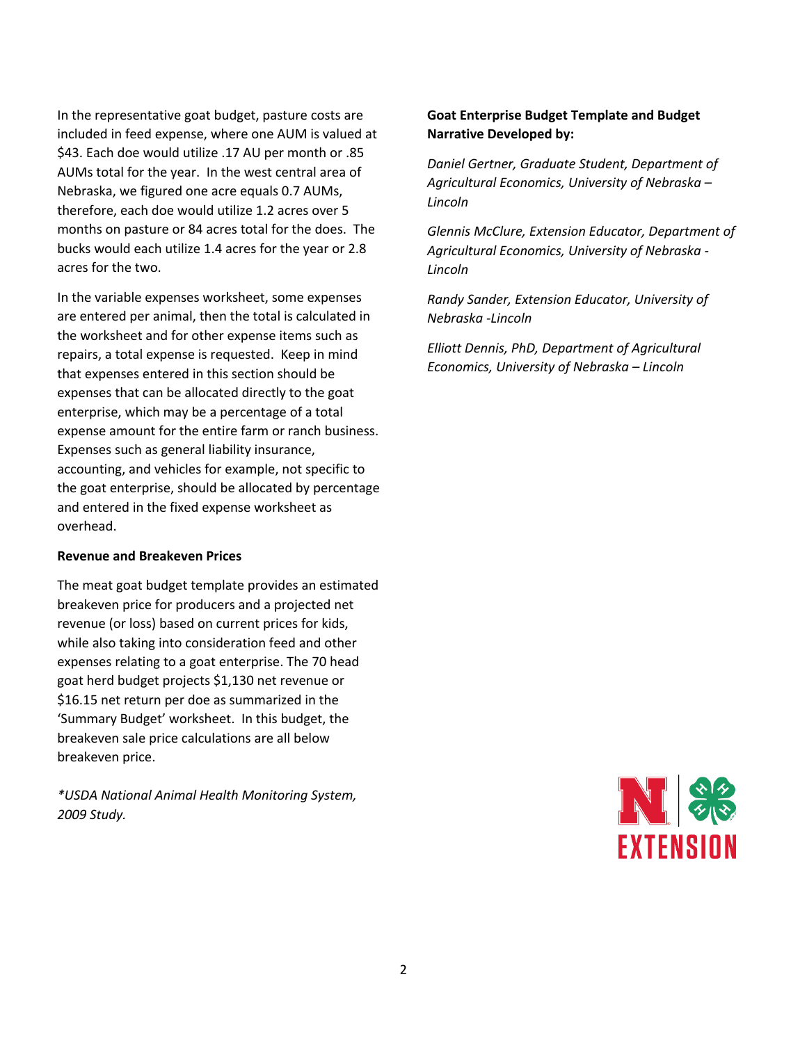In the representative goat budget, pasture costs are included in feed expense, where one AUM is valued at $43. Each doe would utilize .17 AU per month or .85 AUMs total for the year. In the west central area of Nebraska, we figured one acre equals 0.7 AUMs, therefore, each doe would utilize 1.2 acres over 5 months on pasture or 84 acres total for the does. The bucks would each utilize 1.4 acres for the year or 2.8 acres for the two.

In the variable expenses worksheet, some expenses are entered per animal, then the total is calculated in the worksheet and for other expense items such as repairs, a total expense is requested. Keep in mind that expenses entered in this section should be expenses that can be allocated directly to the goat enterprise, which may be a percentage of a total expense amount for the entire farm or ranch business. Expenses such as general liability insurance, accounting, and vehicles for example, not specific to the goat enterprise, should be allocated by percentage and entered in the fixed expense worksheet as overhead.

**Revenue and Breakeven Prices**

The meat goat budget template provides an estimated breakeven price for producers and a projected net revenue (or loss) based on current prices for kids, while also taking into consideration feed and other expenses relating to a goat enterprise. The 70 head goat herd budget projects $1,130 net revenue or $16.15 net return per doe as summarized in the 'Summary Budget' worksheet. In this budget, the breakeven sale price calculations are all below breakeven price.

*\*USDA National Animal Health Monitoring System, 2009 Study.*

**Goat Enterprise Budget Template and Budget Narrative Developed by:**

*Daniel Gertner, Graduate Student, Department of Agricultural Economics, University of Nebraska – Lincoln*

*Glennis McClure, Extension Educator, Department of Agricultural Economics, University of Nebraska - Lincoln*

*Randy Sander, Extension Educator, University of Nebraska -Lincoln*

*Elliott Dennis, PhD, Department of Agricultural Economics, University of Nebraska – Lincoln*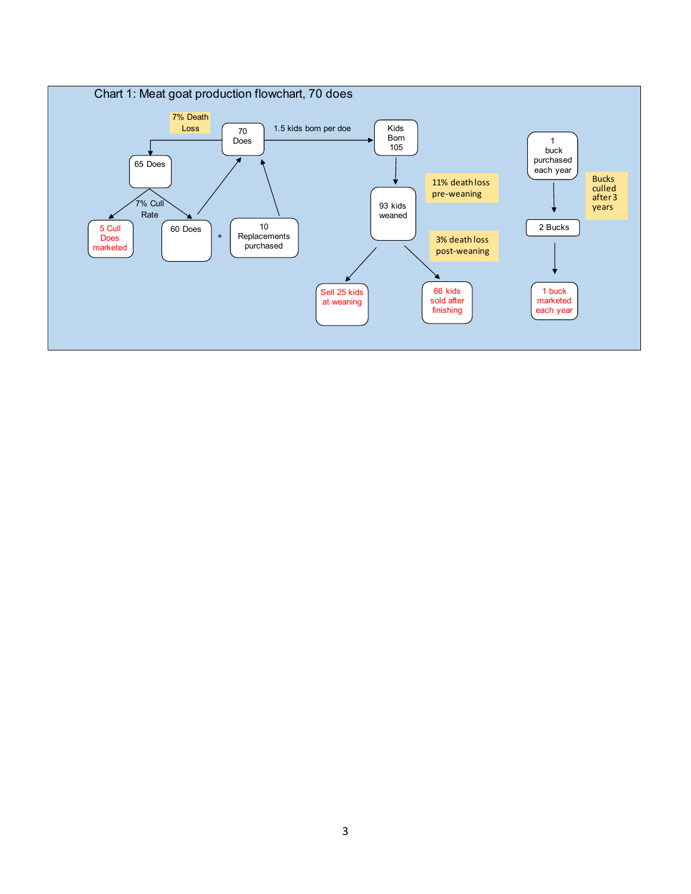Chart 1: Meat goat production flowchart, 70 does

7% Death Loss

70 Does

1.5 kids born per doe

Kids Born 105

65 Does

7% Cull Rate

5 Cull Does marketed

60 Does

+

10 Replacements purchased

11% death loss pre-weaning

93 kids weaned

3% death loss post-weaning

Sell 25 kids at weaning

66 kids sold after finishing

1 buck purchased each year

Bucks culled after 3 years

2 Bucks

1 buck marketed each year